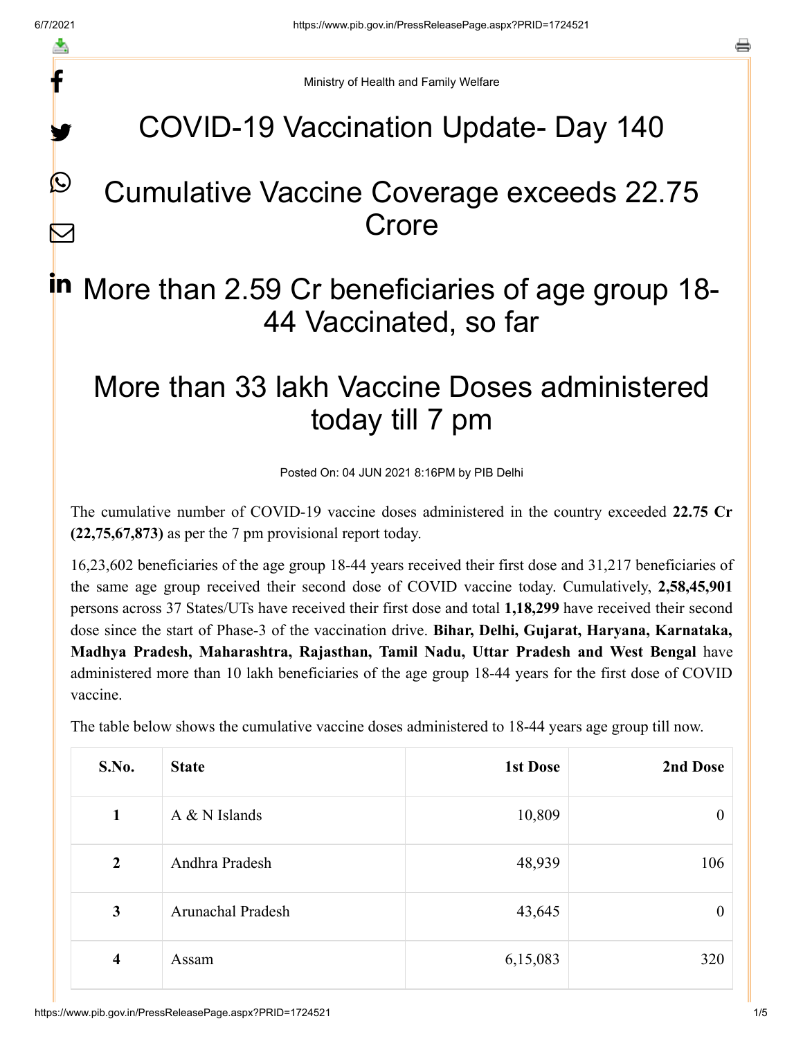Ministry of Health and Family Welfare

# COVID-19 Vaccination Update- Day 140

# Cumulative Vaccine Coverage exceeds 22.75 Crore

# More than 2.59 Cr beneficiaries of age group 18-44 Vaccinated, so far

# More than 33 lakh Vaccine Doses administered today till 7 pm

Posted On: 04 JUN 2021 8:16PM by PIB Delhi

The cumulative number of COVID-19 vaccine doses administered in the country exceeded **22.75 Cr (22,75,67,873)** as per the 7 pm provisional report today.

16,23,602 beneficiaries of the age group 18-44 years received their first dose and 31,217 beneficiaries of the same age group received their second dose of COVID vaccine today. Cumulatively, **2,58,45,901** persons across 37 States/UTs have received their first dose and total **1,18,299** have received their second dose since the start of Phase-3 of the vaccination drive. **Bihar, Delhi, Gujarat, Haryana, Karnataka, Madhya Pradesh, Maharashtra, Rajasthan, Tamil Nadu, Uttar Pradesh and West Bengal** have administered more than 10 lakh beneficiaries of the age group 18-44 years for the first dose of COVID vaccine.

The table below shows the cumulative vaccine doses administered to 18-44 years age group till now.

| S.No. | State | 1st Dose | 2nd Dose |
|---|---|---|---|
| 1 | A & N Islands | 10,809 | 0 |
| 2 | Andhra Pradesh | 48,939 | 106 |
| 3 | Arunachal Pradesh | 43,645 | 0 |
| 4 | Assam | 6,15,083 | 320 |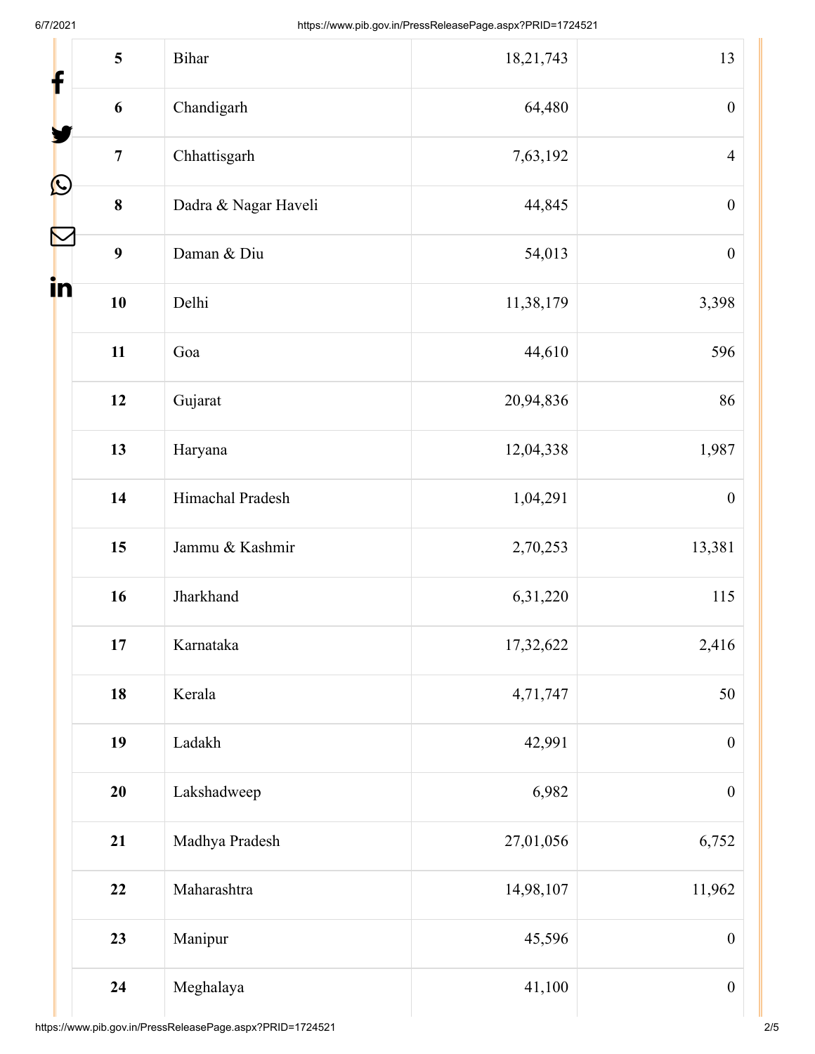| 5 | Bihar | 18,21,743 | 13 |
|---|---|---|---|
| 6 | Chandigarh | 64,480 | 0 |
| 7 | Chhattisgarh | 7,63,192 | 4 |
| 8 | Dadra & Nagar Haveli | 44,845 | 0 |
| 9 | Daman & Diu | 54,013 | 0 |
| 10 | Delhi | 11,38,179 | 3,398 |
| 11 | Goa | 44,610 | 596 |
| 12 | Gujarat | 20,94,836 | 86 |
| 13 | Haryana | 12,04,338 | 1,987 |
| 14 | Himachal Pradesh | 1,04,291 | 0 |
| 15 | Jammu & Kashmir | 2,70,253 | 13,381 |
| 16 | Jharkhand | 6,31,220 | 115 |
| 17 | Karnataka | 17,32,622 | 2,416 |
| 18 | Kerala | 4,71,747 | 50 |
| 19 | Ladakh | 42,991 | 0 |
| 20 | Lakshadweep | 6,982 | 0 |
| 21 | Madhya Pradesh | 27,01,056 | 6,752 |
| 22 | Maharashtra | 14,98,107 | 11,962 |
| 23 | Manipur | 45,596 | 0 |
| 24 | Meghalaya | 41,100 | 0 |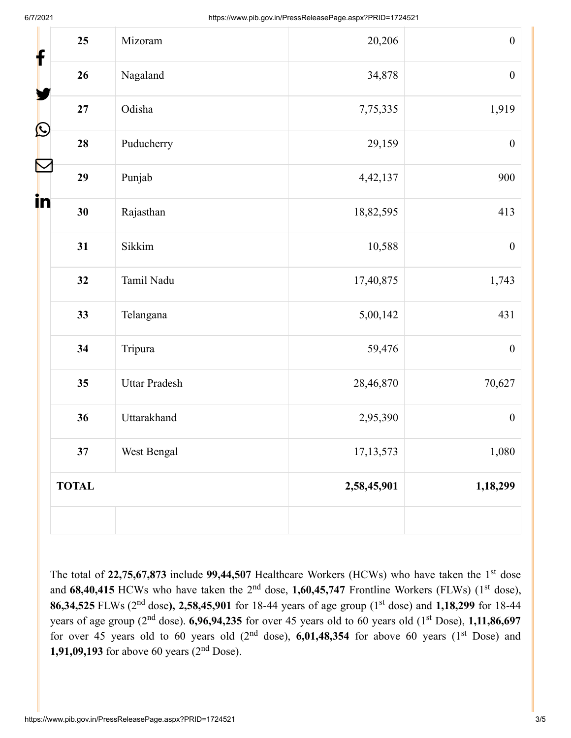| 25 | Mizoram | 20,206 | 0 |
|---|---|---|---|
| 26 | Nagaland | 34,878 | 0 |
| 27 | Odisha | 7,75,335 | 1,919 |
| 28 | Puducherry | 29,159 | 0 |
| 29 | Punjab | 4,42,137 | 900 |
| 30 | Rajasthan | 18,82,595 | 413 |
| 31 | Sikkim | 10,588 | 0 |
| 32 | Tamil Nadu | 17,40,875 | 1,743 |
| 33 | Telangana | 5,00,142 | 431 |
| 34 | Tripura | 59,476 | 0 |
| 35 | Uttar Pradesh | 28,46,870 | 70,627 |
| 36 | Uttarakhand | 2,95,390 | 0 |
| 37 | West Bengal | 17,13,573 | 1,080 |
| **TOTAL** | | **2,58,45,901** | **1,18,299** |
| | | | |

The total of **22,75,67,873** include **99,44,507** Healthcare Workers (HCWs) who have taken the 1st dose and **68,40,415** HCWs who have taken the 2nd dose, **1,60,45,747** Frontline Workers (FLWs) (1st dose), **86,34,525** FLWs (2nd dose**), 2,58,45,901** for 18-44 years of age group (1st dose) and **1,18,299** for 18-44 years of age group (2nd dose). **6,96,94,235** for over 45 years old to 60 years old (1st Dose), **1,11,86,697** for over 45 years old to 60 years old (2nd dose), **6,01,48,354** for above 60 years (1st Dose) and **1,91,09,193** for above 60 years (2nd Dose).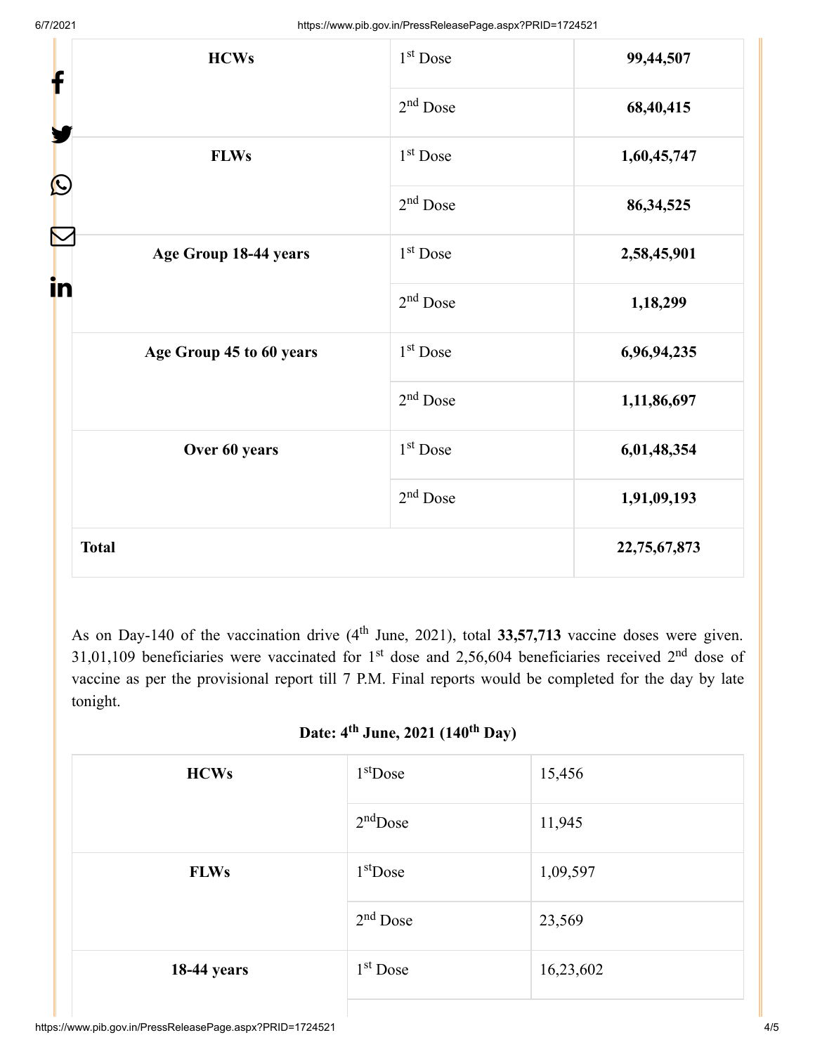| HCWs | 1st Dose | **99,44,507** |
|---|---|---|
| | 2nd Dose | **68,40,415** |
| **FLWs** | 1st Dose | **1,60,45,747** |
| | 2nd Dose | **86,34,525** |
| **Age Group 18-44 years** | 1st Dose | **2,58,45,901** |
| | 2nd Dose | **1,18,299** |
| **Age Group 45 to 60 years** | 1st Dose | **6,96,94,235** |
| | 2nd Dose | **1,11,86,697** |
| **Over 60 years** | 1st Dose | **6,01,48,354** |
| | 2nd Dose | **1,91,09,193** |
| **Total** | | **22,75,67,873** |

As on Day-140 of the vaccination drive (4th June, 2021), total **33,57,713** vaccine doses were given. 31,01,109 beneficiaries were vaccinated for 1st dose and 2,56,604 beneficiaries received 2nd dose of vaccine as per the provisional report till 7 P.M. Final reports would be completed for the day by late tonight.

**Date: 4th June, 2021 (140th Day)**

| HCWs | 1stDose | 15,456 |
|---|---|---|
| | 2ndDose | 11,945 |
| **FLWs** | 1stDose | 1,09,597 |
| | 2nd Dose | 23,569 |
| **18-44 years** | 1st Dose | 16,23,602 |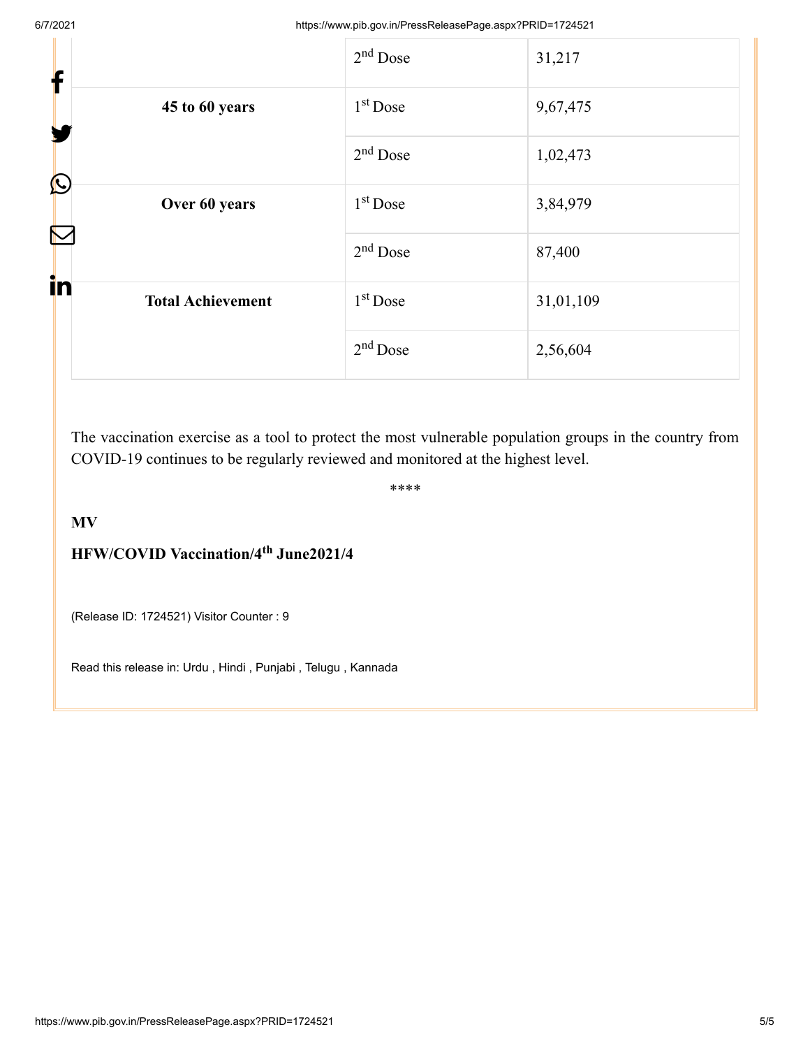| | | |
|---|---|---|
| | 2nd Dose | 31,217 |
| 45 to 60 years | 1st Dose | 9,67,475 |
| | 2nd Dose | 1,02,473 |
| Over 60 years | 1st Dose | 3,84,979 |
| | 2nd Dose | 87,400 |
| Total Achievement | 1st Dose | 31,01,109 |
| | 2nd Dose | 2,56,604 |

The vaccination exercise as a tool to protect the most vulnerable population groups in the country from COVID-19 continues to be regularly reviewed and monitored at the highest level.

****

**MV**

**HFW/COVID Vaccination/4th June2021/4**

(Release ID: 1724521) Visitor Counter : 9

Read this release in: Urdu , Hindi , Punjabi , Telugu , Kannada